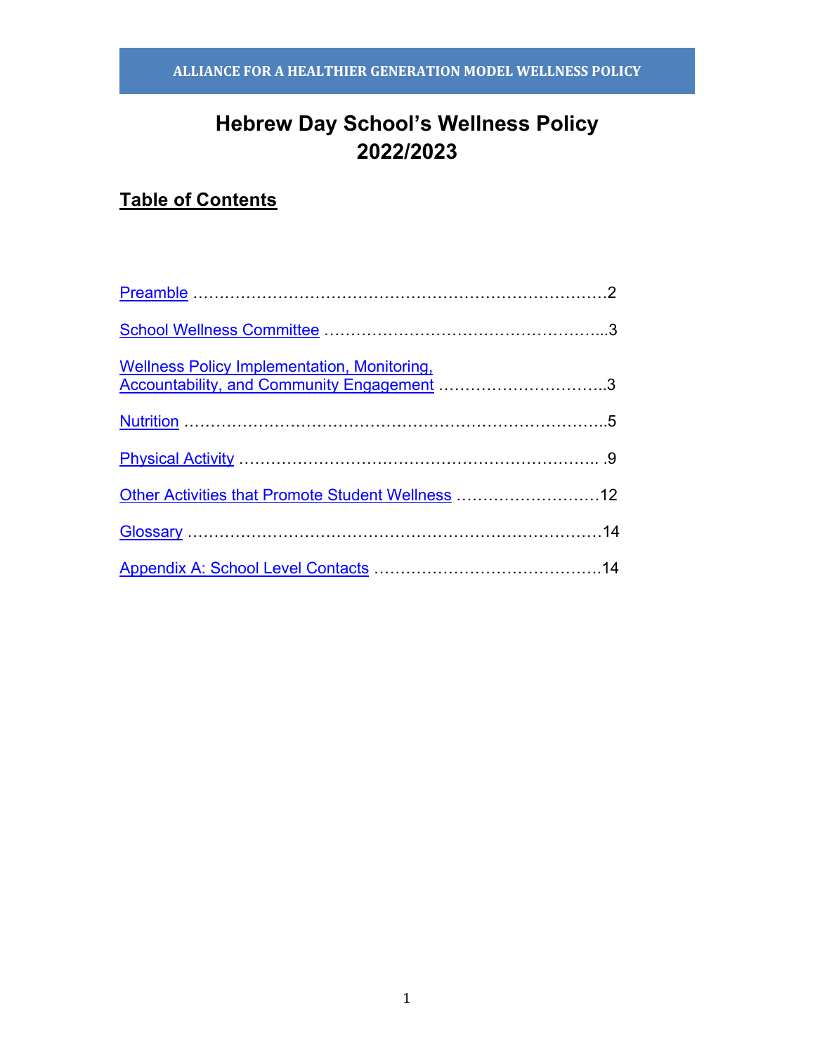ALLIANCE FOR A HEALTHIER GENERATION MODEL WELLNESS POLICY

# Hebrew Day School's Wellness Policy 2022/2023

## Table of Contents

Preamble ……………………………………………………………………2

School Wellness Committee ……………………………………………...3

Wellness Policy Implementation, Monitoring, Accountability, and Community Engagement …………………………..3

Nutrition …………………………………………………………………..5

Physical Activity …………………………………………………………. .9

Other Activities that Promote Student Wellness ………………………12

Glossary …………………………………………………………………14

Appendix A: School Level Contacts ……………………………………14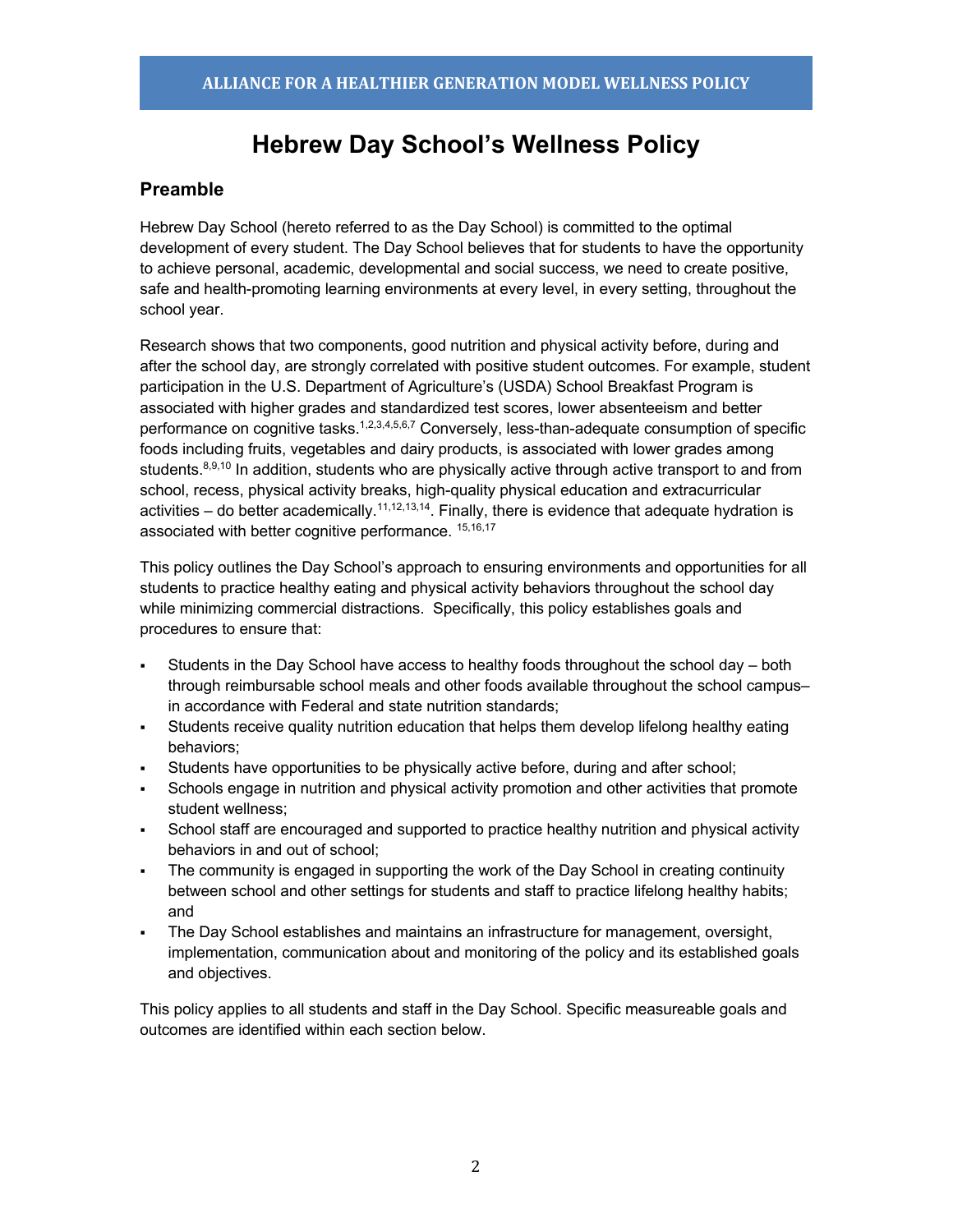# Hebrew Day School's Wellness Policy

## Preamble

Hebrew Day School (hereto referred to as the Day School) is committed to the optimal development of every student. The Day School believes that for students to have the opportunity to achieve personal, academic, developmental and social success, we need to create positive, safe and health-promoting learning environments at every level, in every setting, throughout the school year.

Research shows that two components, good nutrition and physical activity before, during and after the school day, are strongly correlated with positive student outcomes. For example, student participation in the U.S. Department of Agriculture's (USDA) School Breakfast Program is associated with higher grades and standardized test scores, lower absenteeism and better performance on cognitive tasks.[1,2,3,4,5,6,7] Conversely, less-than-adequate consumption of specific foods including fruits, vegetables and dairy products, is associated with lower grades among students.[8,9,10] In addition, students who are physically active through active transport to and from school, recess, physical activity breaks, high-quality physical education and extracurricular activities – do better academically.[11,12,13,14]. Finally, there is evidence that adequate hydration is associated with better cognitive performance. [15,16,17]

This policy outlines the Day School's approach to ensuring environments and opportunities for all students to practice healthy eating and physical activity behaviors throughout the school day while minimizing commercial distractions. Specifically, this policy establishes goals and procedures to ensure that:

- Students in the Day School have access to healthy foods throughout the school day – both through reimbursable school meals and other foods available throughout the school campus– in accordance with Federal and state nutrition standards;
- Students receive quality nutrition education that helps them develop lifelong healthy eating behaviors;
- Students have opportunities to be physically active before, during and after school;
- Schools engage in nutrition and physical activity promotion and other activities that promote student wellness;
- School staff are encouraged and supported to practice healthy nutrition and physical activity behaviors in and out of school;
- The community is engaged in supporting the work of the Day School in creating continuity between school and other settings for students and staff to practice lifelong healthy habits; and
- The Day School establishes and maintains an infrastructure for management, oversight, implementation, communication about and monitoring of the policy and its established goals and objectives.

This policy applies to all students and staff in the Day School. Specific measureable goals and outcomes are identified within each section below.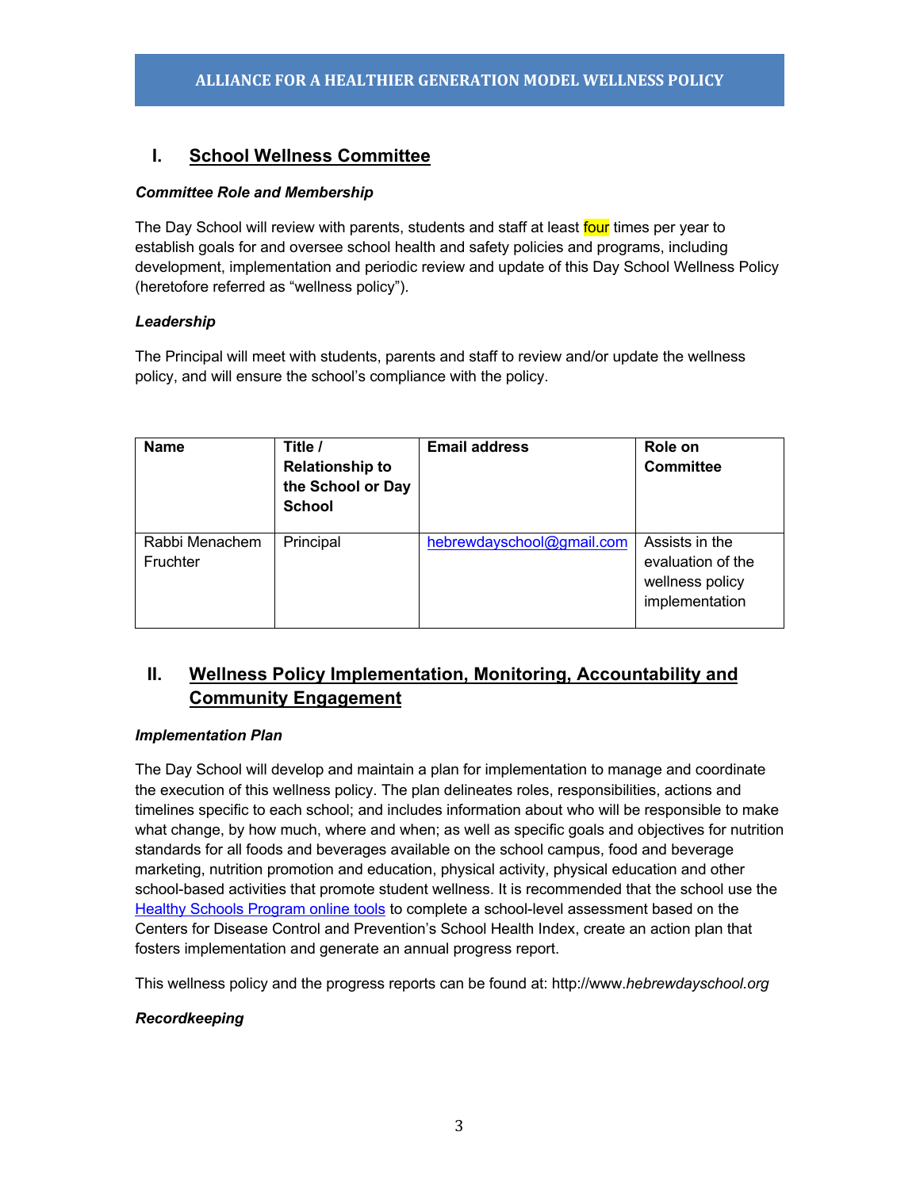## I. School Wellness Committee

***Committee Role and Membership***

The Day School will review with parents, students and staff at least four times per year to establish goals for and oversee school health and safety policies and programs, including development, implementation and periodic review and update of this Day School Wellness Policy (heretofore referred as "wellness policy").

***Leadership***

The Principal will meet with students, parents and staff to review and/or update the wellness policy, and will ensure the school's compliance with the policy.

| Name | Title / Relationship to the School or Day School | Email address | Role on Committee |
|---|---|---|---|
| Rabbi Menachem Fruchter | Principal | hebrewdayschool@gmail.com | Assists in the evaluation of the wellness policy implementation |

## II. Wellness Policy Implementation, Monitoring, Accountability and Community Engagement

***Implementation Plan***

The Day School will develop and maintain a plan for implementation to manage and coordinate the execution of this wellness policy. The plan delineates roles, responsibilities, actions and timelines specific to each school; and includes information about who will be responsible to make what change, by how much, where and when; as well as specific goals and objectives for nutrition standards for all foods and beverages available on the school campus, food and beverage marketing, nutrition promotion and education, physical activity, physical education and other school-based activities that promote student wellness. It is recommended that the school use the Healthy Schools Program online tools to complete a school-level assessment based on the Centers for Disease Control and Prevention's School Health Index, create an action plan that fosters implementation and generate an annual progress report.

This wellness policy and the progress reports can be found at: http://www.*hebrewdayschool.org*

***Recordkeeping***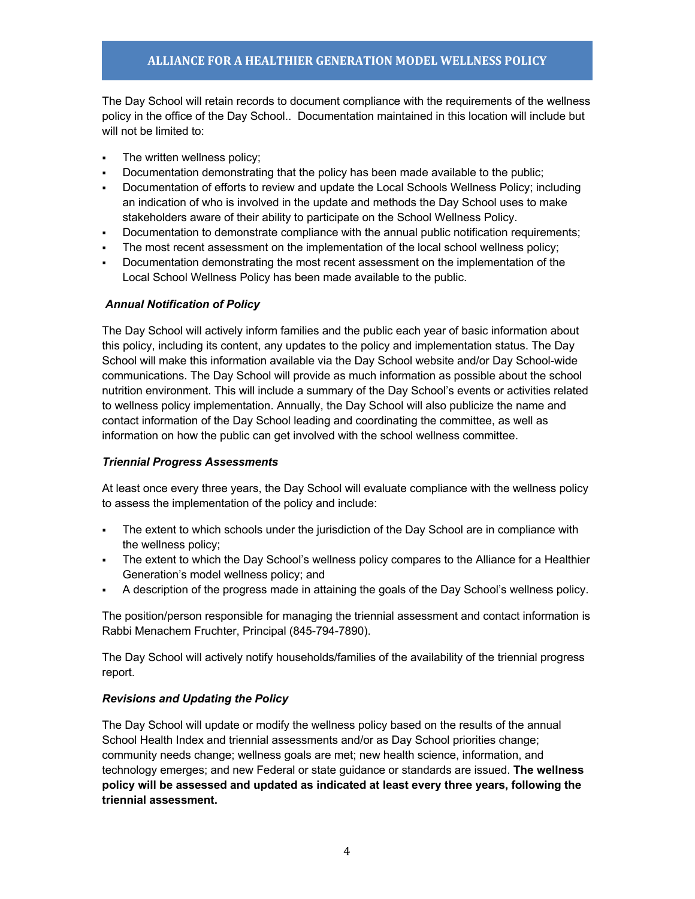The Day School will retain records to document compliance with the requirements of the wellness policy in the office of the Day School.. Documentation maintained in this location will include but will not be limited to:

- The written wellness policy;
- Documentation demonstrating that the policy has been made available to the public;
- Documentation of efforts to review and update the Local Schools Wellness Policy; including an indication of who is involved in the update and methods the Day School uses to make stakeholders aware of their ability to participate on the School Wellness Policy.
- Documentation to demonstrate compliance with the annual public notification requirements;
- The most recent assessment on the implementation of the local school wellness policy;
- Documentation demonstrating the most recent assessment on the implementation of the Local School Wellness Policy has been made available to the public.

***Annual Notification of Policy***

The Day School will actively inform families and the public each year of basic information about this policy, including its content, any updates to the policy and implementation status. The Day School will make this information available via the Day School website and/or Day School-wide communications. The Day School will provide as much information as possible about the school nutrition environment. This will include a summary of the Day School's events or activities related to wellness policy implementation. Annually, the Day School will also publicize the name and contact information of the Day School leading and coordinating the committee, as well as information on how the public can get involved with the school wellness committee.

***Triennial Progress Assessments***

At least once every three years, the Day School will evaluate compliance with the wellness policy to assess the implementation of the policy and include:

- The extent to which schools under the jurisdiction of the Day School are in compliance with the wellness policy;
- The extent to which the Day School's wellness policy compares to the Alliance for a Healthier Generation's model wellness policy; and
- A description of the progress made in attaining the goals of the Day School's wellness policy.

The position/person responsible for managing the triennial assessment and contact information is Rabbi Menachem Fruchter, Principal (845-794-7890).

The Day School will actively notify households/families of the availability of the triennial progress report.

***Revisions and Updating the Policy***

The Day School will update or modify the wellness policy based on the results of the annual School Health Index and triennial assessments and/or as Day School priorities change; community needs change; wellness goals are met; new health science, information, and technology emerges; and new Federal or state guidance or standards are issued. **The wellness policy will be assessed and updated as indicated at least every three years, following the triennial assessment.**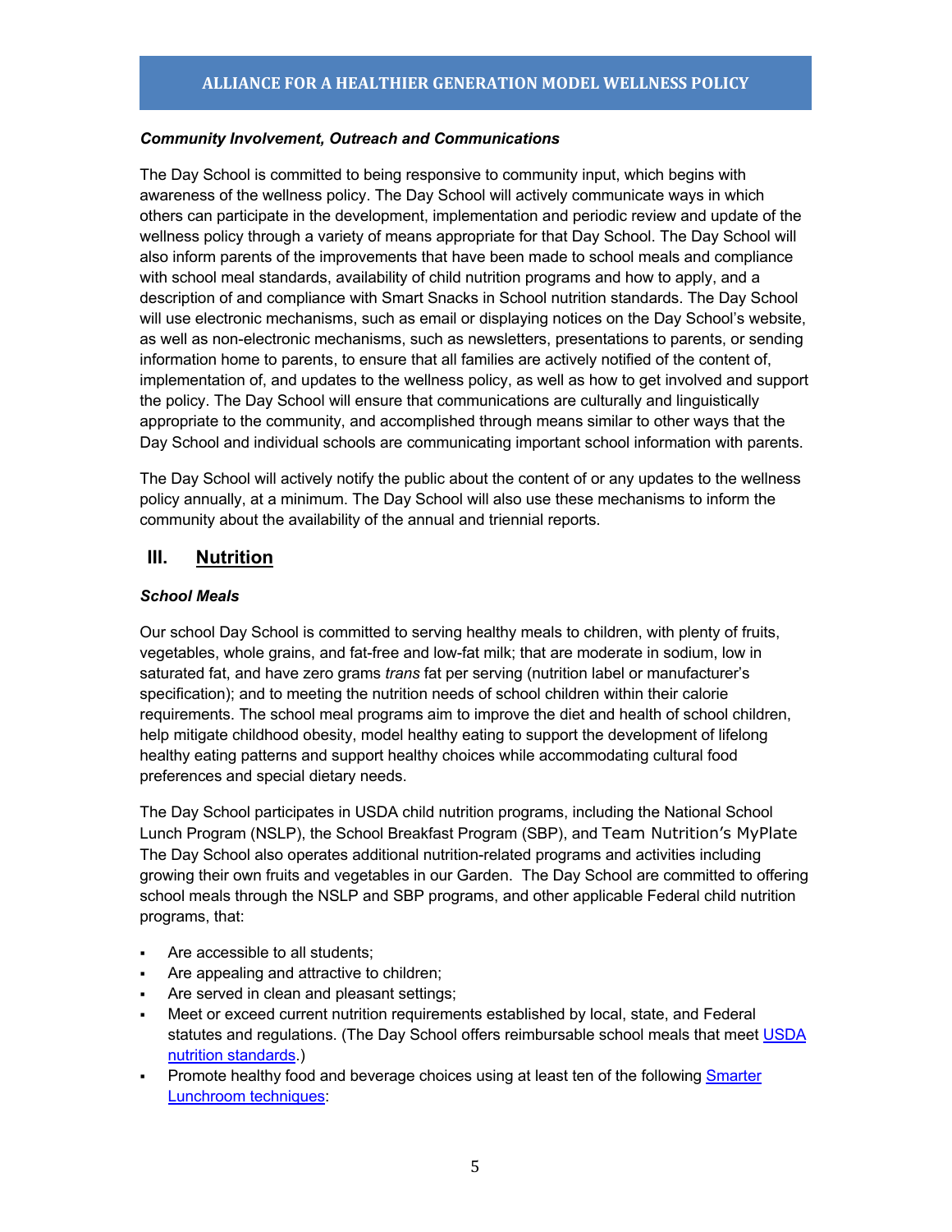***Community Involvement, Outreach and Communications***

The Day School is committed to being responsive to community input, which begins with awareness of the wellness policy. The Day School will actively communicate ways in which others can participate in the development, implementation and periodic review and update of the wellness policy through a variety of means appropriate for that Day School. The Day School will also inform parents of the improvements that have been made to school meals and compliance with school meal standards, availability of child nutrition programs and how to apply, and a description of and compliance with Smart Snacks in School nutrition standards. The Day School will use electronic mechanisms, such as email or displaying notices on the Day School's website, as well as non-electronic mechanisms, such as newsletters, presentations to parents, or sending information home to parents, to ensure that all families are actively notified of the content of, implementation of, and updates to the wellness policy, as well as how to get involved and support the policy. The Day School will ensure that communications are culturally and linguistically appropriate to the community, and accomplished through means similar to other ways that the Day School and individual schools are communicating important school information with parents.

The Day School will actively notify the public about the content of or any updates to the wellness policy annually, at a minimum. The Day School will also use these mechanisms to inform the community about the availability of the annual and triennial reports.

## III. Nutrition

***School Meals***

Our school Day School is committed to serving healthy meals to children, with plenty of fruits, vegetables, whole grains, and fat-free and low-fat milk; that are moderate in sodium, low in saturated fat, and have zero grams *trans* fat per serving (nutrition label or manufacturer's specification); and to meeting the nutrition needs of school children within their calorie requirements. The school meal programs aim to improve the diet and health of school children, help mitigate childhood obesity, model healthy eating to support the development of lifelong healthy eating patterns and support healthy choices while accommodating cultural food preferences and special dietary needs.

The Day School participates in USDA child nutrition programs, including the National School Lunch Program (NSLP), the School Breakfast Program (SBP), and Team Nutrition's MyPlate The Day School also operates additional nutrition-related programs and activities including growing their own fruits and vegetables in our Garden. The Day School are committed to offering school meals through the NSLP and SBP programs, and other applicable Federal child nutrition programs, that:

- Are accessible to all students;
- Are appealing and attractive to children;
- Are served in clean and pleasant settings;
- Meet or exceed current nutrition requirements established by local, state, and Federal statutes and regulations. (The Day School offers reimbursable school meals that meet USDA nutrition standards.)
- Promote healthy food and beverage choices using at least ten of the following Smarter Lunchroom techniques: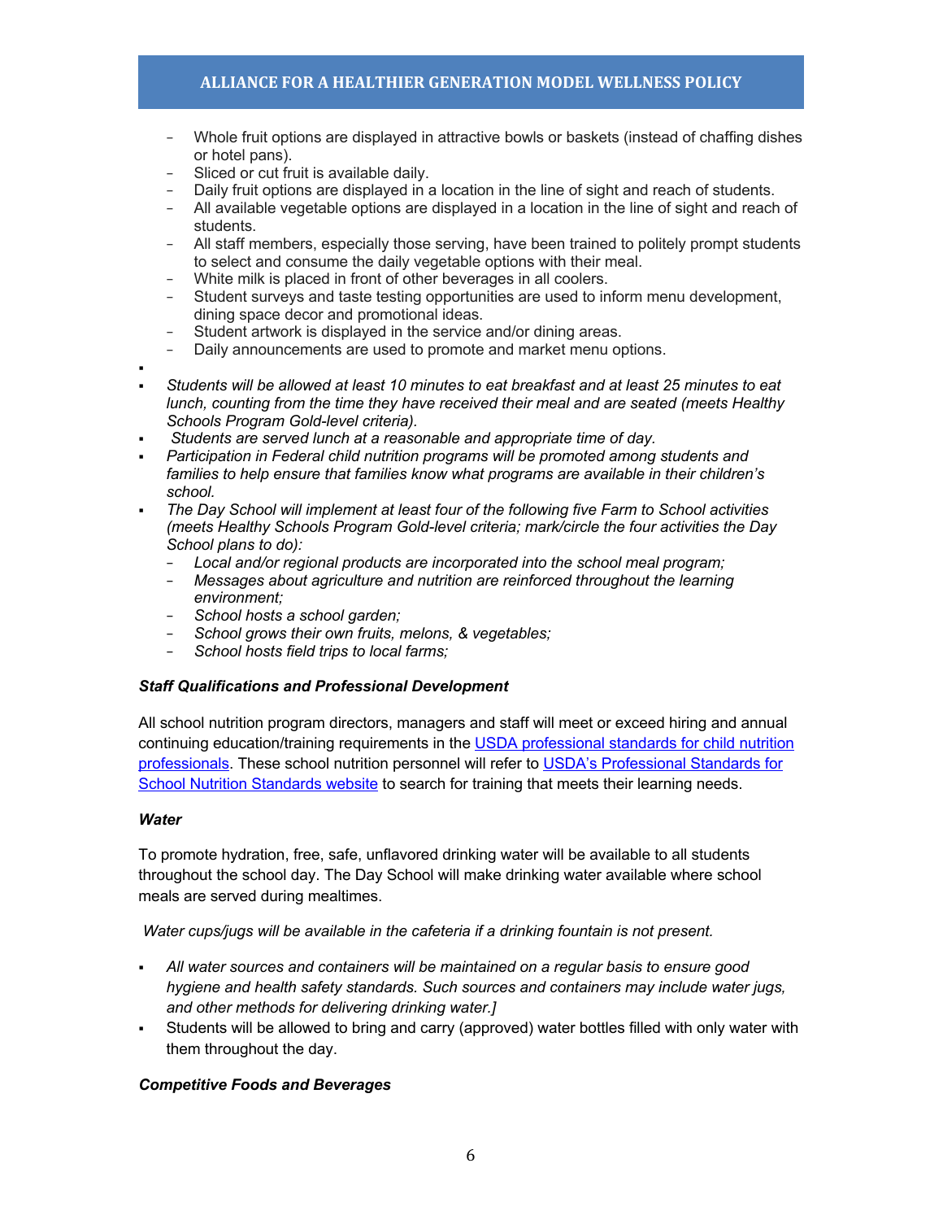- Whole fruit options are displayed in attractive bowls or baskets (instead of chaffing dishes or hotel pans).
  - Sliced or cut fruit is available daily.
  - Daily fruit options are displayed in a location in the line of sight and reach of students.
  - All available vegetable options are displayed in a location in the line of sight and reach of students.
  - All staff members, especially those serving, have been trained to politely prompt students to select and consume the daily vegetable options with their meal.
  - White milk is placed in front of other beverages in all coolers.
  - Student surveys and taste testing opportunities are used to inform menu development, dining space decor and promotional ideas.
  - Student artwork is displayed in the service and/or dining areas.
  - Daily announcements are used to promote and market menu options.

- *Students will be allowed at least 10 minutes to eat breakfast and at least 25 minutes to eat lunch, counting from the time they have received their meal and are seated (meets Healthy Schools Program Gold-level criteria).*
- *Students are served lunch at a reasonable and appropriate time of day.*
- *Participation in Federal child nutrition programs will be promoted among students and families to help ensure that families know what programs are available in their children's school.*
- *The Day School will implement at least four of the following five Farm to School activities (meets Healthy Schools Program Gold-level criteria; mark/circle the four activities the Day School plans to do):*
  - *Local and/or regional products are incorporated into the school meal program;*
  - *Messages about agriculture and nutrition are reinforced throughout the learning environment;*
  - *School hosts a school garden;*
  - *School grows their own fruits, melons, & vegetables;*
  - *School hosts field trips to local farms;*

***Staff Qualifications and Professional Development***

All school nutrition program directors, managers and staff will meet or exceed hiring and annual continuing education/training requirements in the USDA professional standards for child nutrition professionals. These school nutrition personnel will refer to USDA's Professional Standards for School Nutrition Standards website to search for training that meets their learning needs.

***Water***

To promote hydration, free, safe, unflavored drinking water will be available to all students throughout the school day. The Day School will make drinking water available where school meals are served during mealtimes.

*Water cups/jugs will be available in the cafeteria if a drinking fountain is not present.*

- *All water sources and containers will be maintained on a regular basis to ensure good hygiene and health safety standards. Such sources and containers may include water jugs, and other methods for delivering drinking water.]*
- Students will be allowed to bring and carry (approved) water bottles filled with only water with them throughout the day.

***Competitive Foods and Beverages***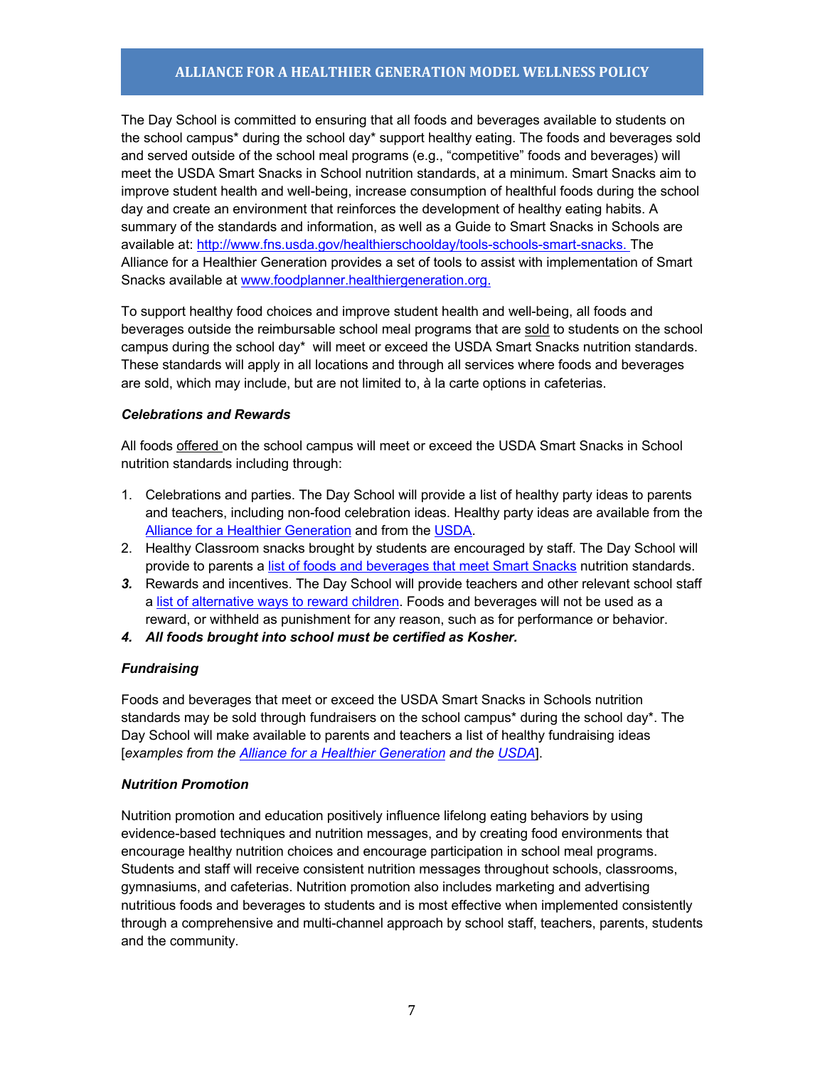The Day School is committed to ensuring that all foods and beverages available to students on the school campus* during the school day* support healthy eating. The foods and beverages sold and served outside of the school meal programs (e.g., "competitive" foods and beverages) will meet the USDA Smart Snacks in School nutrition standards, at a minimum. Smart Snacks aim to improve student health and well-being, increase consumption of healthful foods during the school day and create an environment that reinforces the development of healthy eating habits. A summary of the standards and information, as well as a Guide to Smart Snacks in Schools are available at: [http://www.fns.usda.gov/healthierschoolday/tools-schools-smart-snacks.](http://www.fns.usda.gov/healthierschoolday/tools-schools-smart-snacks) The Alliance for a Healthier Generation provides a set of tools to assist with implementation of Smart Snacks available at [www.foodplanner.healthiergeneration.org.](http://www.foodplanner.healthiergeneration.org)

To support healthy food choices and improve student health and well-being, all foods and beverages outside the reimbursable school meal programs that are <u>sold</u> to students on the school campus during the school day* will meet or exceed the USDA Smart Snacks nutrition standards. These standards will apply in all locations and through all services where foods and beverages are sold, which may include, but are not limited to, à la carte options in cafeterias.

***Celebrations and Rewards***

All foods <u>offered</u> on the school campus will meet or exceed the USDA Smart Snacks in School nutrition standards including through:

1. Celebrations and parties. The Day School will provide a list of healthy party ideas to parents and teachers, including non-food celebration ideas. Healthy party ideas are available from the Alliance for a Healthier Generation and from the USDA.
2. Healthy Classroom snacks brought by students are encouraged by staff. The Day School will provide to parents a list of foods and beverages that meet Smart Snacks nutrition standards.
3. Rewards and incentives. The Day School will provide teachers and other relevant school staff a list of alternative ways to reward children. Foods and beverages will not be used as a reward, or withheld as punishment for any reason, such as for performance or behavior.
4. ***All foods brought into school must be certified as Kosher.***

***Fundraising***

Foods and beverages that meet or exceed the USDA Smart Snacks in Schools nutrition standards may be sold through fundraisers on the school campus* during the school day*. The Day School will make available to parents and teachers a list of healthy fundraising ideas [*examples from the Alliance for a Healthier Generation and the USDA*].

***Nutrition Promotion***

Nutrition promotion and education positively influence lifelong eating behaviors by using evidence-based techniques and nutrition messages, and by creating food environments that encourage healthy nutrition choices and encourage participation in school meal programs. Students and staff will receive consistent nutrition messages throughout schools, classrooms, gymnasiums, and cafeterias. Nutrition promotion also includes marketing and advertising nutritious foods and beverages to students and is most effective when implemented consistently through a comprehensive and multi-channel approach by school staff, teachers, parents, students and the community.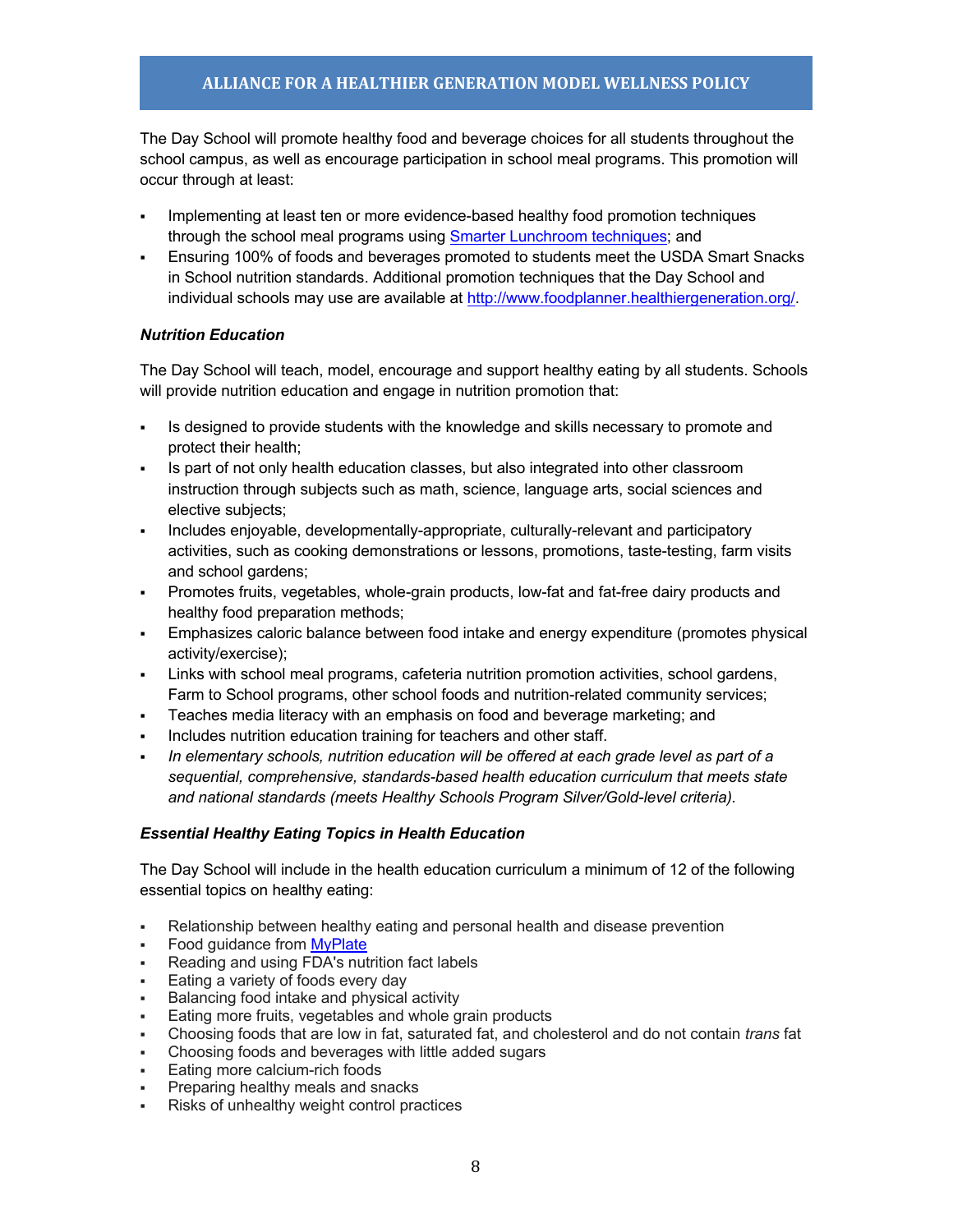The Day School will promote healthy food and beverage choices for all students throughout the school campus, as well as encourage participation in school meal programs. This promotion will occur through at least:

- Implementing at least ten or more evidence-based healthy food promotion techniques through the school meal programs using [Smarter Lunchroom techniques](); and
- Ensuring 100% of foods and beverages promoted to students meet the USDA Smart Snacks in School nutrition standards. Additional promotion techniques that the Day School and individual schools may use are available at [http://www.foodplanner.healthiergeneration.org/](http://www.foodplanner.healthiergeneration.org/).

***Nutrition Education***

The Day School will teach, model, encourage and support healthy eating by all students. Schools will provide nutrition education and engage in nutrition promotion that:

- Is designed to provide students with the knowledge and skills necessary to promote and protect their health;
- Is part of not only health education classes, but also integrated into other classroom instruction through subjects such as math, science, language arts, social sciences and elective subjects;
- Includes enjoyable, developmentally-appropriate, culturally-relevant and participatory activities, such as cooking demonstrations or lessons, promotions, taste-testing, farm visits and school gardens;
- Promotes fruits, vegetables, whole-grain products, low-fat and fat-free dairy products and healthy food preparation methods;
- Emphasizes caloric balance between food intake and energy expenditure (promotes physical activity/exercise);
- Links with school meal programs, cafeteria nutrition promotion activities, school gardens, Farm to School programs, other school foods and nutrition-related community services;
- Teaches media literacy with an emphasis on food and beverage marketing; and
- Includes nutrition education training for teachers and other staff.
- *In elementary schools, nutrition education will be offered at each grade level as part of a sequential, comprehensive, standards-based health education curriculum that meets state and national standards (meets Healthy Schools Program Silver/Gold-level criteria).*

***Essential Healthy Eating Topics in Health Education***

The Day School will include in the health education curriculum a minimum of 12 of the following essential topics on healthy eating:

- Relationship between healthy eating and personal health and disease prevention
- Food guidance from [MyPlate]()
- Reading and using FDA's nutrition fact labels
- Eating a variety of foods every day
- Balancing food intake and physical activity
- Eating more fruits, vegetables and whole grain products
- Choosing foods that are low in fat, saturated fat, and cholesterol and do not contain *trans* fat
- Choosing foods and beverages with little added sugars
- Eating more calcium-rich foods
- Preparing healthy meals and snacks
- Risks of unhealthy weight control practices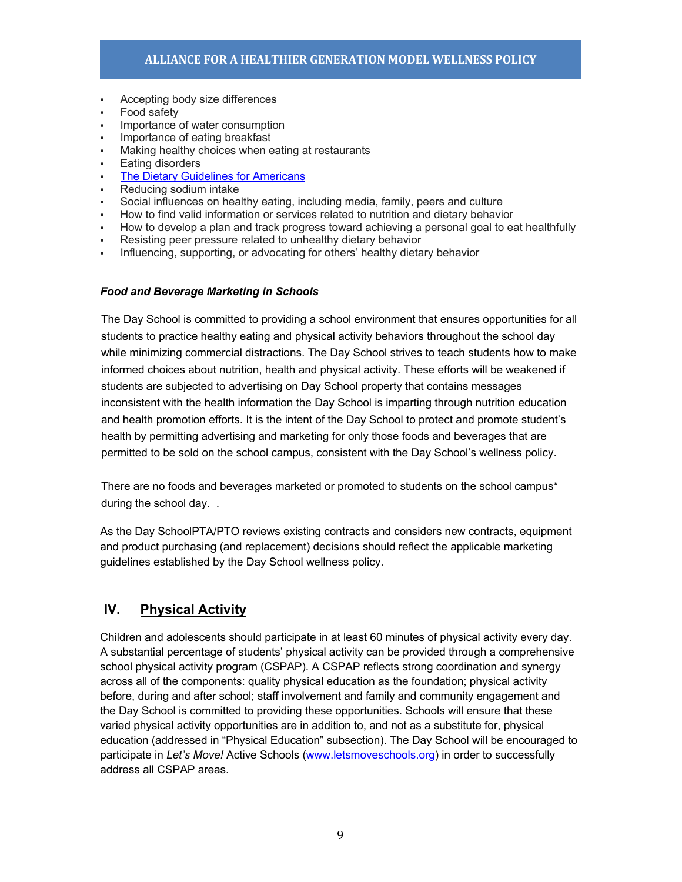- Accepting body size differences
- Food safety
- Importance of water consumption
- Importance of eating breakfast
- Making healthy choices when eating at restaurants
- Eating disorders
- [The Dietary Guidelines for Americans]
- Reducing sodium intake
- Social influences on healthy eating, including media, family, peers and culture
- How to find valid information or services related to nutrition and dietary behavior
- How to develop a plan and track progress toward achieving a personal goal to eat healthfully
- Resisting peer pressure related to unhealthy dietary behavior
- Influencing, supporting, or advocating for others' healthy dietary behavior

***Food and Beverage Marketing in Schools***

The Day School is committed to providing a school environment that ensures opportunities for all students to practice healthy eating and physical activity behaviors throughout the school day while minimizing commercial distractions. The Day School strives to teach students how to make informed choices about nutrition, health and physical activity. These efforts will be weakened if students are subjected to advertising on Day School property that contains messages inconsistent with the health information the Day School is imparting through nutrition education and health promotion efforts. It is the intent of the Day School to protect and promote student's health by permitting advertising and marketing for only those foods and beverages that are permitted to be sold on the school campus, consistent with the Day School's wellness policy.

There are no foods and beverages marketed or promoted to students on the school campus* during the school day. .

As the Day SchoolPTA/PTO reviews existing contracts and considers new contracts, equipment and product purchasing (and replacement) decisions should reflect the applicable marketing guidelines established by the Day School wellness policy.

## IV. Physical Activity

Children and adolescents should participate in at least 60 minutes of physical activity every day. A substantial percentage of students' physical activity can be provided through a comprehensive school physical activity program (CSPAP). A CSPAP reflects strong coordination and synergy across all of the components: quality physical education as the foundation; physical activity before, during and after school; staff involvement and family and community engagement and the Day School is committed to providing these opportunities. Schools will ensure that these varied physical activity opportunities are in addition to, and not as a substitute for, physical education (addressed in "Physical Education" subsection). The Day School will be encouraged to participate in *Let's Move!* Active Schools (www.letsmoveschools.org) in order to successfully address all CSPAP areas.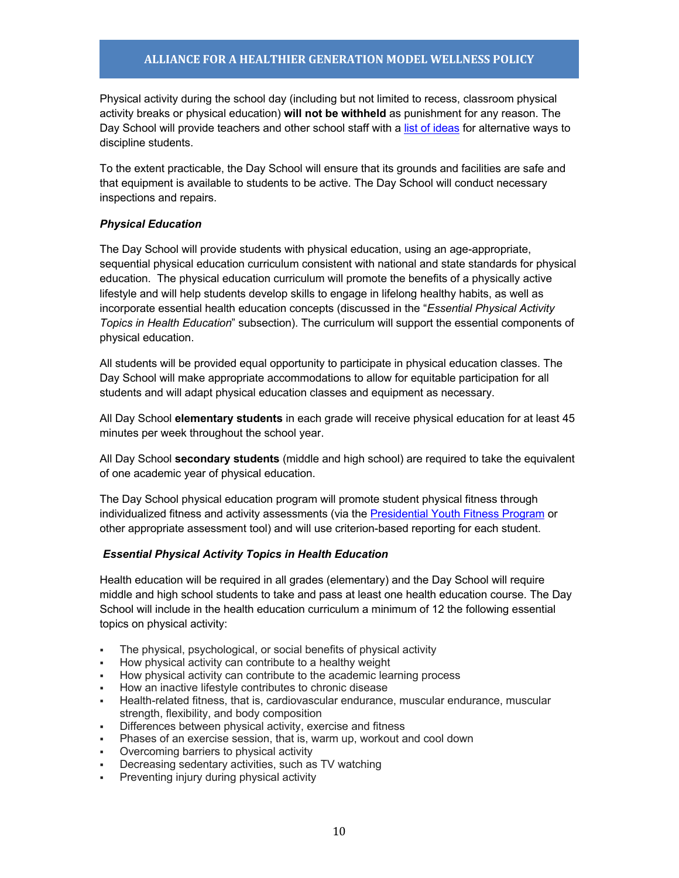Physical activity during the school day (including but not limited to recess, classroom physical activity breaks or physical education) **will not be withheld** as punishment for any reason. The Day School will provide teachers and other school staff with a [list of ideas] for alternative ways to discipline students.

To the extent practicable, the Day School will ensure that its grounds and facilities are safe and that equipment is available to students to be active. The Day School will conduct necessary inspections and repairs.

***Physical Education***

The Day School will provide students with physical education, using an age-appropriate, sequential physical education curriculum consistent with national and state standards for physical education. The physical education curriculum will promote the benefits of a physically active lifestyle and will help students develop skills to engage in lifelong healthy habits, as well as incorporate essential health education concepts (discussed in the "*Essential Physical Activity Topics in Health Education*" subsection). The curriculum will support the essential components of physical education.

All students will be provided equal opportunity to participate in physical education classes. The Day School will make appropriate accommodations to allow for equitable participation for all students and will adapt physical education classes and equipment as necessary.

All Day School **elementary students** in each grade will receive physical education for at least 45 minutes per week throughout the school year.

All Day School **secondary students** (middle and high school) are required to take the equivalent of one academic year of physical education.

The Day School physical education program will promote student physical fitness through individualized fitness and activity assessments (via the [Presidential Youth Fitness Program] or other appropriate assessment tool) and will use criterion-based reporting for each student.

***Essential Physical Activity Topics in Health Education***

Health education will be required in all grades (elementary) and the Day School will require middle and high school students to take and pass at least one health education course. The Day School will include in the health education curriculum a minimum of 12 the following essential topics on physical activity:

- The physical, psychological, or social benefits of physical activity
- How physical activity can contribute to a healthy weight
- How physical activity can contribute to the academic learning process
- How an inactive lifestyle contributes to chronic disease
- Health-related fitness, that is, cardiovascular endurance, muscular endurance, muscular strength, flexibility, and body composition
- Differences between physical activity, exercise and fitness
- Phases of an exercise session, that is, warm up, workout and cool down
- Overcoming barriers to physical activity
- Decreasing sedentary activities, such as TV watching
- Preventing injury during physical activity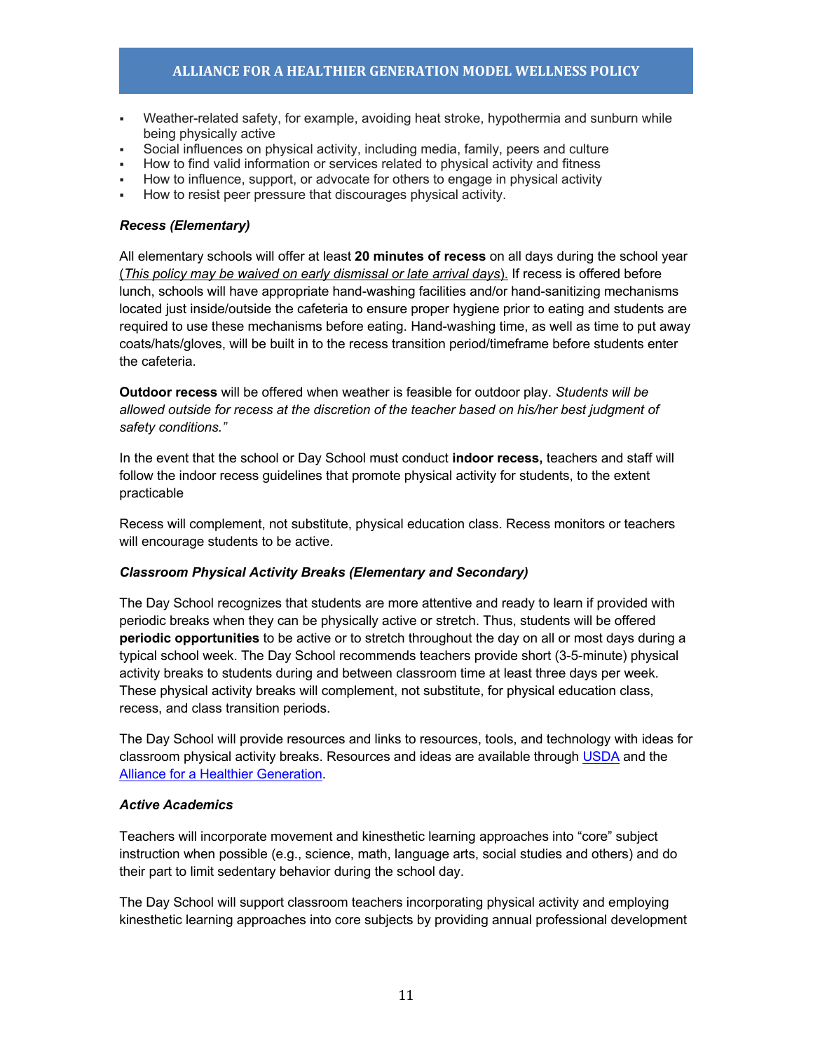- Weather-related safety, for example, avoiding heat stroke, hypothermia and sunburn while being physically active
- Social influences on physical activity, including media, family, peers and culture
- How to find valid information or services related to physical activity and fitness
- How to influence, support, or advocate for others to engage in physical activity
- How to resist peer pressure that discourages physical activity.

***Recess (Elementary)***

All elementary schools will offer at least **20 minutes of recess** on all days during the school year (*This policy may be waived on early dismissal or late arrival days*). If recess is offered before lunch, schools will have appropriate hand-washing facilities and/or hand-sanitizing mechanisms located just inside/outside the cafeteria to ensure proper hygiene prior to eating and students are required to use these mechanisms before eating. Hand-washing time, as well as time to put away coats/hats/gloves, will be built in to the recess transition period/timeframe before students enter the cafeteria.

**Outdoor recess** will be offered when weather is feasible for outdoor play. *Students will be allowed outside for recess at the discretion of the teacher based on his/her best judgment of safety conditions."*

In the event that the school or Day School must conduct **indoor recess,** teachers and staff will follow the indoor recess guidelines that promote physical activity for students, to the extent practicable

Recess will complement, not substitute, physical education class. Recess monitors or teachers will encourage students to be active.

***Classroom Physical Activity Breaks (Elementary and Secondary)***

The Day School recognizes that students are more attentive and ready to learn if provided with periodic breaks when they can be physically active or stretch. Thus, students will be offered **periodic opportunities** to be active or to stretch throughout the day on all or most days during a typical school week. The Day School recommends teachers provide short (3-5-minute) physical activity breaks to students during and between classroom time at least three days per week. These physical activity breaks will complement, not substitute, for physical education class, recess, and class transition periods.

The Day School will provide resources and links to resources, tools, and technology with ideas for classroom physical activity breaks. Resources and ideas are available through USDA and the Alliance for a Healthier Generation.

***Active Academics***

Teachers will incorporate movement and kinesthetic learning approaches into "core" subject instruction when possible (e.g., science, math, language arts, social studies and others) and do their part to limit sedentary behavior during the school day.

The Day School will support classroom teachers incorporating physical activity and employing kinesthetic learning approaches into core subjects by providing annual professional development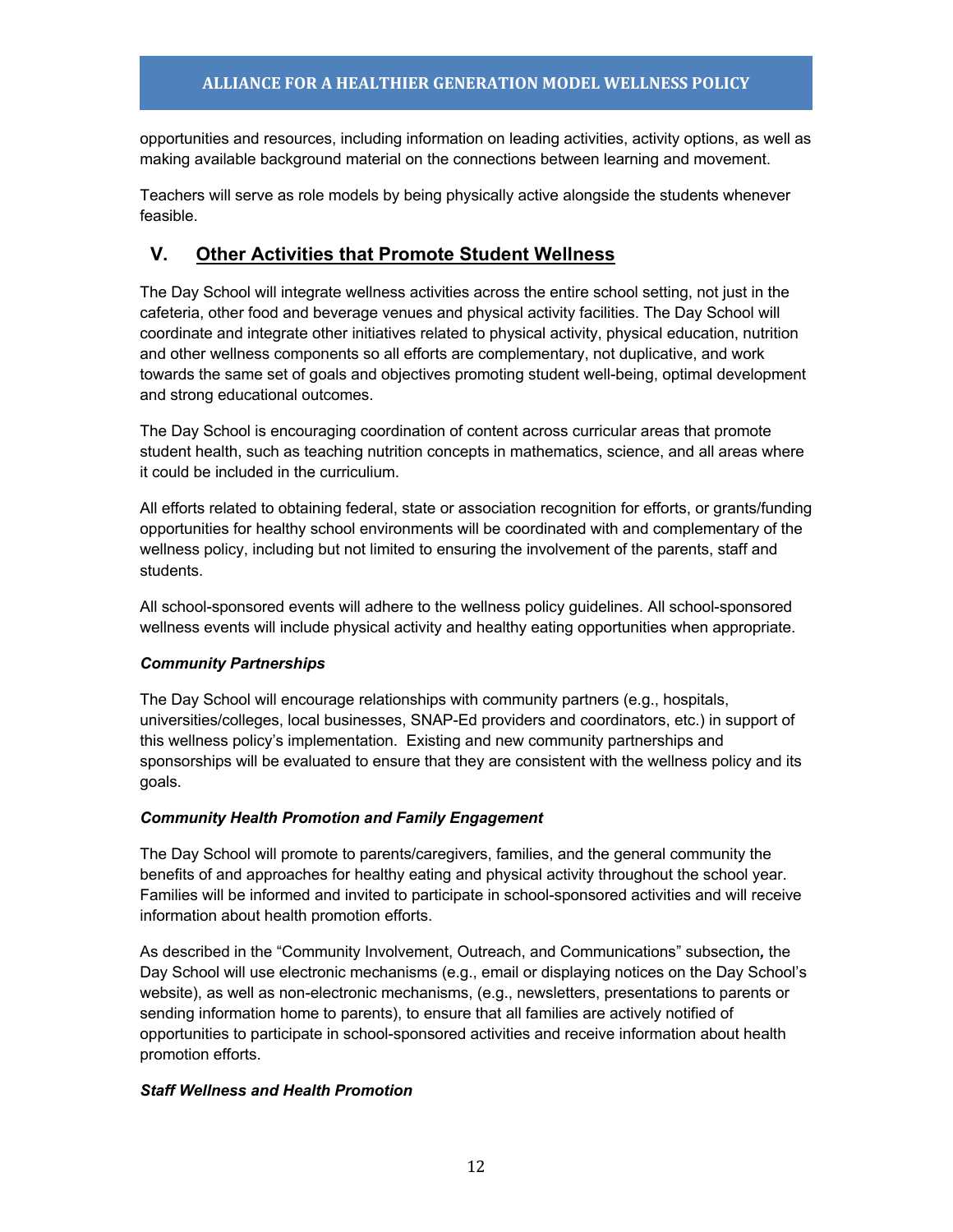opportunities and resources, including information on leading activities, activity options, as well as making available background material on the connections between learning and movement.

Teachers will serve as role models by being physically active alongside the students whenever feasible.

## V. Other Activities that Promote Student Wellness

The Day School will integrate wellness activities across the entire school setting, not just in the cafeteria, other food and beverage venues and physical activity facilities. The Day School will coordinate and integrate other initiatives related to physical activity, physical education, nutrition and other wellness components so all efforts are complementary, not duplicative, and work towards the same set of goals and objectives promoting student well-being, optimal development and strong educational outcomes.

The Day School is encouraging coordination of content across curricular areas that promote student health, such as teaching nutrition concepts in mathematics, science, and all areas where it could be included in the curriculium.

All efforts related to obtaining federal, state or association recognition for efforts, or grants/funding opportunities for healthy school environments will be coordinated with and complementary of the wellness policy, including but not limited to ensuring the involvement of the parents, staff and students.

All school-sponsored events will adhere to the wellness policy guidelines. All school-sponsored wellness events will include physical activity and healthy eating opportunities when appropriate.

***Community Partnerships***

The Day School will encourage relationships with community partners (e.g., hospitals, universities/colleges, local businesses, SNAP-Ed providers and coordinators, etc.) in support of this wellness policy's implementation. Existing and new community partnerships and sponsorships will be evaluated to ensure that they are consistent with the wellness policy and its goals.

***Community Health Promotion and Family Engagement***

The Day School will promote to parents/caregivers, families, and the general community the benefits of and approaches for healthy eating and physical activity throughout the school year. Families will be informed and invited to participate in school-sponsored activities and will receive information about health promotion efforts.

As described in the "Community Involvement, Outreach, and Communications" subsection*,* the Day School will use electronic mechanisms (e.g., email or displaying notices on the Day School's website), as well as non-electronic mechanisms, (e.g., newsletters, presentations to parents or sending information home to parents), to ensure that all families are actively notified of opportunities to participate in school-sponsored activities and receive information about health promotion efforts.

***Staff Wellness and Health Promotion***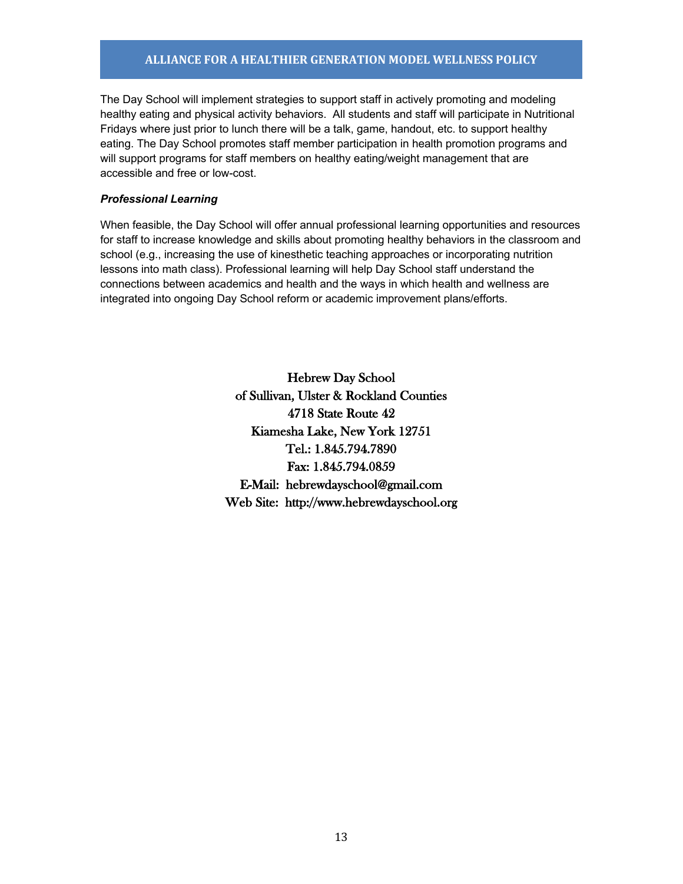The Day School will implement strategies to support staff in actively promoting and modeling healthy eating and physical activity behaviors. All students and staff will participate in Nutritional Fridays where just prior to lunch there will be a talk, game, handout, etc. to support healthy eating. The Day School promotes staff member participation in health promotion programs and will support programs for staff members on healthy eating/weight management that are accessible and free or low-cost.

***Professional Learning***

When feasible, the Day School will offer annual professional learning opportunities and resources for staff to increase knowledge and skills about promoting healthy behaviors in the classroom and school (e.g., increasing the use of kinesthetic teaching approaches or incorporating nutrition lessons into math class). Professional learning will help Day School staff understand the connections between academics and health and the ways in which health and wellness are integrated into ongoing Day School reform or academic improvement plans/efforts.

Hebrew Day School
of Sullivan, Ulster & Rockland Counties
4718 State Route 42
Kiamesha Lake, New York 12751
Tel.: 1.845.794.7890
Fax: 1.845.794.0859
E-Mail: hebrewdayschool@gmail.com
Web Site: http://www.hebrewdayschool.org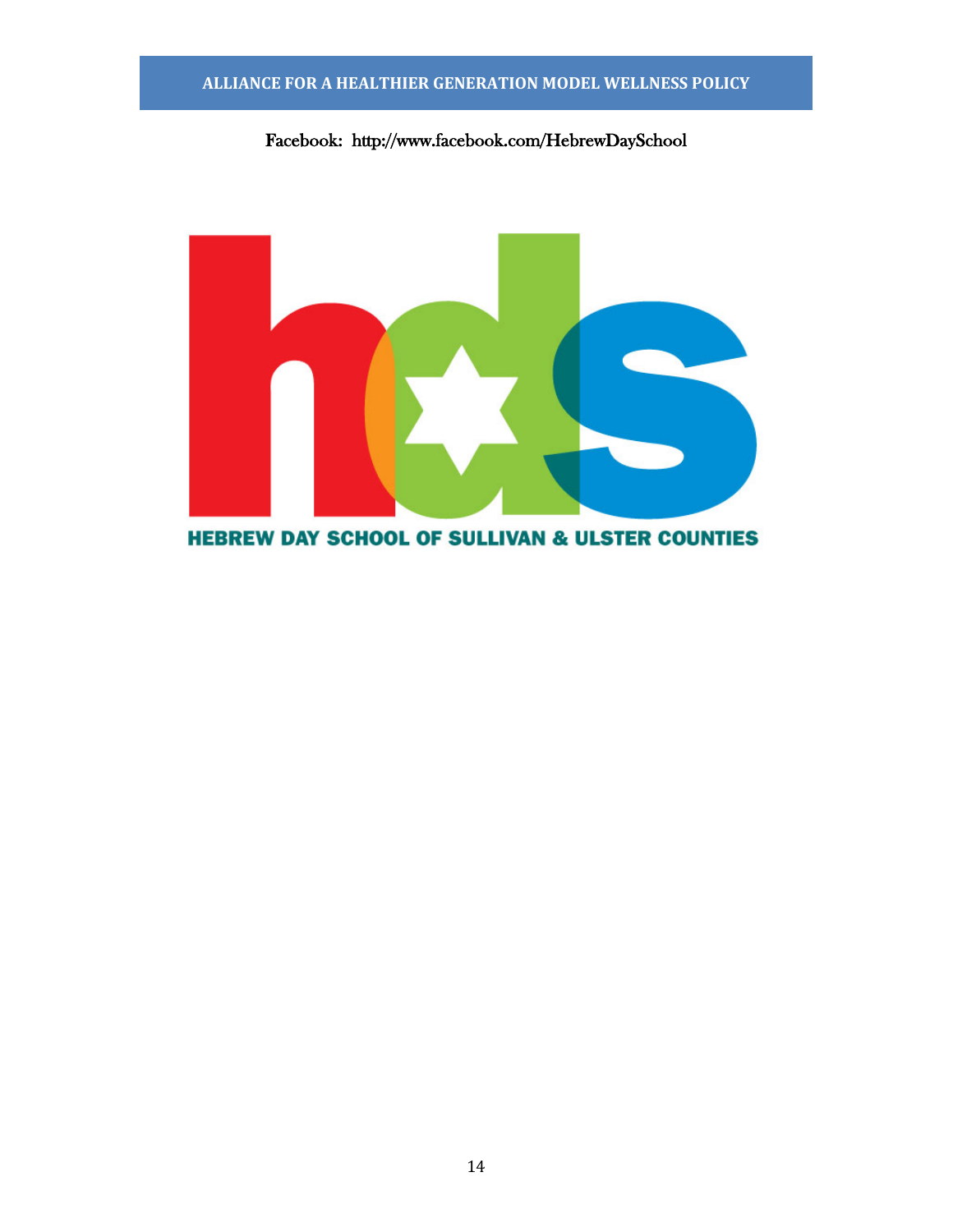Facebook: http://www.facebook.com/HebrewDaySchool

HEBREW DAY SCHOOL OF SULLIVAN & ULSTER COUNTIES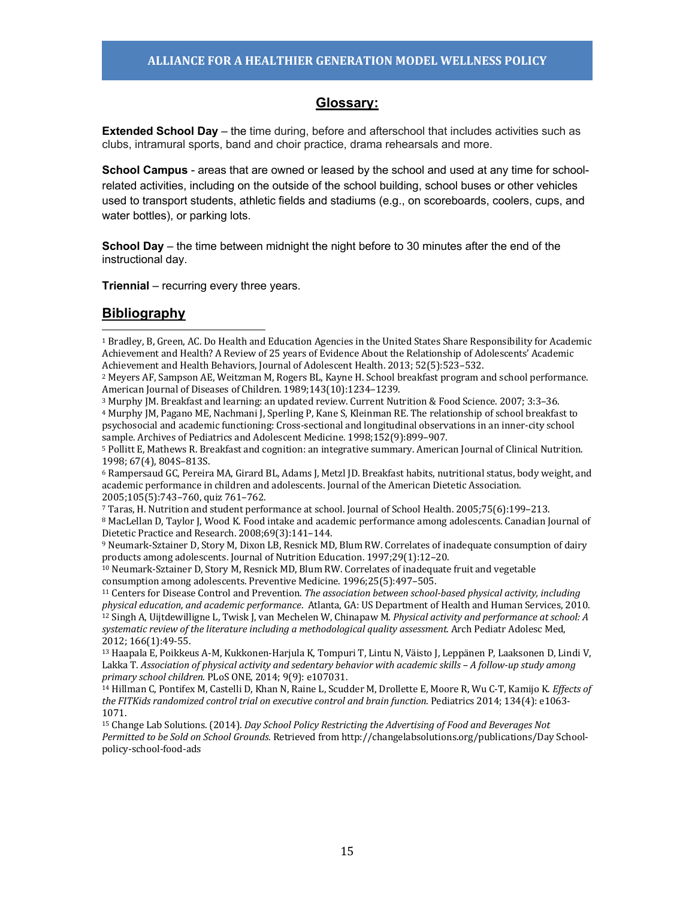## Glossary:

**Extended School Day** – the time during, before and afterschool that includes activities such as clubs, intramural sports, band and choir practice, drama rehearsals and more.

**School Campus** - areas that are owned or leased by the school and used at any time for school-related activities, including on the outside of the school building, school buses or other vehicles used to transport students, athletic fields and stadiums (e.g., on scoreboards, coolers, cups, and water bottles), or parking lots.

**School Day** – the time between midnight the night before to 30 minutes after the end of the instructional day.

**Triennial** – recurring every three years.

## Bibliography

[1] Bradley, B, Green, AC. Do Health and Education Agencies in the United States Share Responsibility for Academic Achievement and Health? A Review of 25 years of Evidence About the Relationship of Adolescents' Academic Achievement and Health Behaviors, Journal of Adolescent Health. 2013; 52(5):523–532.

[2] Meyers AF, Sampson AE, Weitzman M, Rogers BL, Kayne H. School breakfast program and school performance. American Journal of Diseases of Children. 1989;143(10):1234–1239.

[3] Murphy JM. Breakfast and learning: an updated review. Current Nutrition & Food Science. 2007; 3:3–36.

[4] Murphy JM, Pagano ME, Nachmani J, Sperling P, Kane S, Kleinman RE. The relationship of school breakfast to psychosocial and academic functioning: Cross-sectional and longitudinal observations in an inner-city school sample. Archives of Pediatrics and Adolescent Medicine. 1998;152(9):899–907.

[5] Pollitt E, Mathews R. Breakfast and cognition: an integrative summary. American Journal of Clinical Nutrition. 1998; 67(4), 804S–813S.

[6] Rampersaud GC, Pereira MA, Girard BL, Adams J, Metzl JD. Breakfast habits, nutritional status, body weight, and academic performance in children and adolescents. Journal of the American Dietetic Association. 2005;105(5):743–760, quiz 761–762.

[7] Taras, H. Nutrition and student performance at school. Journal of School Health. 2005;75(6):199–213.

[8] MacLellan D, Taylor J, Wood K. Food intake and academic performance among adolescents. Canadian Journal of Dietetic Practice and Research. 2008;69(3):141–144.

[9] Neumark-Sztainer D, Story M, Dixon LB, Resnick MD, Blum RW. Correlates of inadequate consumption of dairy products among adolescents. Journal of Nutrition Education. 1997;29(1):12–20.

[10] Neumark-Sztainer D, Story M, Resnick MD, Blum RW. Correlates of inadequate fruit and vegetable consumption among adolescents. Preventive Medicine. 1996;25(5):497–505.

[11] Centers for Disease Control and Prevention. *The association between school-based physical activity, including physical education, and academic performance*. Atlanta, GA: US Department of Health and Human Services, 2010.

[12] Singh A, Uijtdewilligne L, Twisk J, van Mechelen W, Chinapaw M. *Physical activity and performance at school: A systematic review of the literature including a methodological quality assessment.* Arch Pediatr Adolesc Med, 2012; 166(1):49-55.

[13] Haapala E, Poikkeus A-M, Kukkonen-Harjula K, Tompuri T, Lintu N, Väisto J, Leppänen P, Laaksonen D, Lindi V, Lakka T. *Association of physical activity and sedentary behavior with academic skills – A follow-up study among primary school children.* PLoS ONE, 2014; 9(9): e107031.

[14] Hillman C, Pontifex M, Castelli D, Khan N, Raine L, Scudder M, Drollette E, Moore R, Wu C-T, Kamijo K. *Effects of the FITKids randomized control trial on executive control and brain function.* Pediatrics 2014; 134(4): e1063-1071.

[15] Change Lab Solutions. (2014). *Day School Policy Restricting the Advertising of Food and Beverages Not Permitted to be Sold on School Grounds.* Retrieved from http://changelabsolutions.org/publications/Day School-policy-school-food-ads